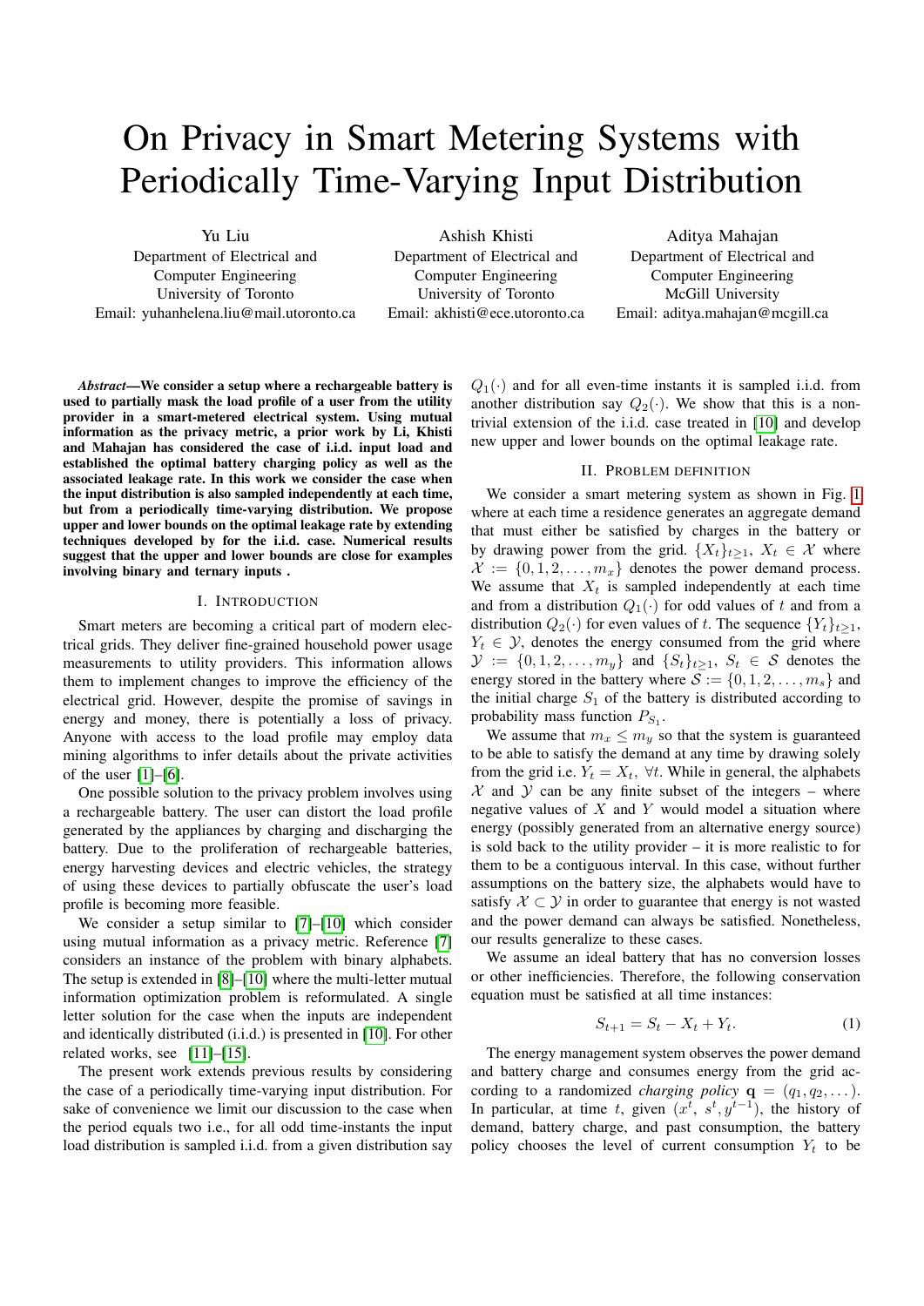# On Privacy in Smart Metering Systems with Periodically Time-Varying Input Distribution

Yu Liu
Department of Electrical and Computer Engineering
University of Toronto
Email: yuhanhelena.liu@mail.utoronto.ca

Ashish Khisti
Department of Electrical and Computer Engineering
University of Toronto
Email: akhisti@ece.utoronto.ca

Aditya Mahajan
Department of Electrical and Computer Engineering
McGill University
Email: aditya.mahajan@mcgill.ca

***Abstract*—We consider a setup where a rechargeable battery is used to partially mask the load profile of a user from the utility provider in a smart-metered electrical system. Using mutual information as the privacy metric, a prior work by Li, Khisti and Mahajan has considered the case of i.i.d. input load and established the optimal battery charging policy as well as the associated leakage rate. In this work we consider the case when the input distribution is also sampled independently at each time, but from a periodically time-varying distribution. We propose upper and lower bounds on the optimal leakage rate by extending techniques developed by for the i.i.d. case. Numerical results suggest that the upper and lower bounds are close for examples involving binary and ternary inputs .**

## I. Introduction

Smart meters are becoming a critical part of modern electrical grids. They deliver fine-grained household power usage measurements to utility providers. This information allows them to implement changes to improve the efficiency of the electrical grid. However, despite the promise of savings in energy and money, there is potentially a loss of privacy. Anyone with access to the load profile may employ data mining algorithms to infer details about the private activities of the user [1]–[6].

One possible solution to the privacy problem involves using a rechargeable battery. The user can distort the load profile generated by the appliances by charging and discharging the battery. Due to the proliferation of rechargeable batteries, energy harvesting devices and electric vehicles, the strategy of using these devices to partially obfuscate the user's load profile is becoming more feasible.

We consider a setup similar to [7]–[10] which consider using mutual information as a privacy metric. Reference [7] considers an instance of the problem with binary alphabets. The setup is extended in [8]–[10] where the multi-letter mutual information optimization problem is reformulated. A single letter solution for the case when the inputs are independent and identically distributed (i.i.d.) is presented in [10]. For other related works, see [11]–[15].

The present work extends previous results by considering the case of a periodically time-varying input distribution. For sake of convenience we limit our discussion to the case when the period equals two i.e., for all odd time-instants the input load distribution is sampled i.i.d. from a given distribution say $Q_1(\cdot)$ and for all even-time instants it is sampled i.i.d. from another distribution say $Q_2(\cdot)$. We show that this is a non-trivial extension of the i.i.d. case treated in [10] and develop new upper and lower bounds on the optimal leakage rate.

## II. Problem definition

We consider a smart metering system as shown in Fig. 1 where at each time a residence generates an aggregate demand that must either be satisfied by charges in the battery or by drawing power from the grid. $\{X_t\}_{t\geq 1}$, $X_t \in \mathcal{X}$ where $\mathcal{X} := \{0, 1, 2, \ldots, m_x\}$ denotes the power demand process. We assume that $X_t$ is sampled independently at each time and from a distribution $Q_1(\cdot)$ for odd values of $t$ and from a distribution $Q_2(\cdot)$ for even values of $t$. The sequence $\{Y_t\}_{t\geq 1}$, $Y_t \in \mathcal{Y}$, denotes the energy consumed from the grid where $\mathcal{Y} := \{0, 1, 2, \ldots, m_y\}$ and $\{S_t\}_{t\geq 1}$, $S_t \in \mathcal{S}$ denotes the energy stored in the battery where $\mathcal{S} := \{0, 1, 2, \ldots, m_s\}$ and the initial charge $S_1$ of the battery is distributed according to probability mass function $P_{S_1}$.

We assume that $m_x \leq m_y$ so that the system is guaranteed to be able to satisfy the demand at any time by drawing solely from the grid i.e. $Y_t = X_t, \ \forall t$. While in general, the alphabets $\mathcal{X}$ and $\mathcal{Y}$ can be any finite subset of the integers – where negative values of $X$ and $Y$ would model a situation where energy (possibly generated from an alternative energy source) is sold back to the utility provider – it is more realistic to for them to be a contiguous interval. In this case, without further assumptions on the battery size, the alphabets would have to satisfy $\mathcal{X} \subset \mathcal{Y}$ in order to guarantee that energy is not wasted and the power demand can always be satisfied. Nonetheless, our results generalize to these cases.

We assume an ideal battery that has no conversion losses or other inefficiencies. Therefore, the following conservation equation must be satisfied at all time instances:

$$S_{t+1} = S_t - X_t + Y_t. \tag{1}$$

The energy management system observes the power demand and battery charge and consumes energy from the grid according to a randomized *charging policy* $\mathbf{q} = (q_1, q_2, \ldots)$. In particular, at time $t$, given $(x^t, s^t, y^{t-1})$, the history of demand, battery charge, and past consumption, the battery policy chooses the level of current consumption $Y_t$ to be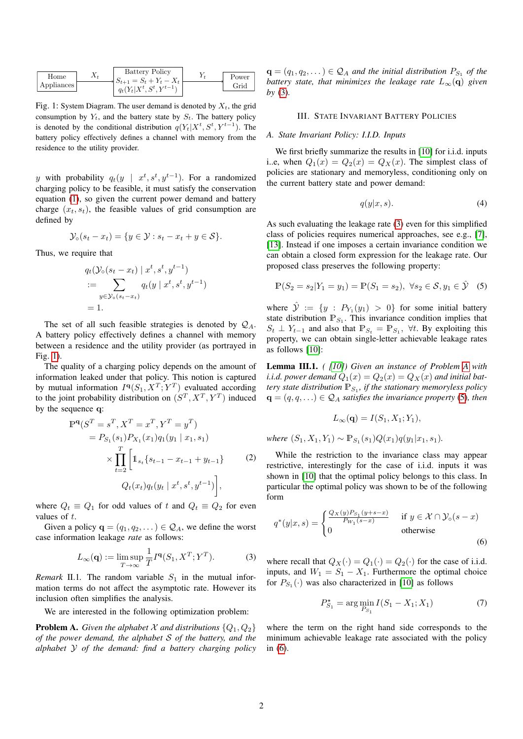Home Appliances → $X_t$ → Battery Policy $S_{t+1} = S_t + Y_t - X_t$, $q_t(Y_t|X^t, S^t, Y^{t-1})$ → $Y_t$ → Power Grid

Fig. 1: System Diagram. The user demand is denoted by $X_t$, the grid consumption by $Y_t$, and the battery state by $S_t$. The battery policy is denoted by the conditional distribution $q(Y_t|X^t, S^t, Y^{t-1})$. The battery policy effectively defines a channel with memory from the residence to the utility provider.

$y$ with probability $q_t(y \mid x^t, s^t, y^{t-1})$. For a randomized charging policy to be feasible, it must satisfy the conservation equation (1), so given the current power demand and battery charge $(x_t, s_t)$, the feasible values of grid consumption are defined by

$$\mathcal{Y}_\circ(s_t - x_t) = \{y \in \mathcal{Y} : s_t - x_t + y \in \mathcal{S}\}.$$

Thus, we require that

$$\begin{aligned} q_t(\mathcal{Y}_\circ(s_t - x_t) \mid x^t, s^t, y^{t-1}) &:= \sum_{y \in \mathcal{Y}_\circ(s_t - x_t)} q_t(y \mid x^t, s^t, y^{t-1}) \\ &= 1. \end{aligned}$$

The set of all such feasible strategies is denoted by $\mathcal{Q}_A$. A battery policy effectively defines a channel with memory between a residence and the utility provider as portrayed in Fig. 1.

The quality of a charging policy depends on the amount of information leaked under that policy. This notion is captured by mutual information $I^{\mathbf{q}}(S_1, X^T; Y^T)$ evaluated according to the joint probability distribution on $(S^T, X^T, Y^T)$ induced by the sequence $\mathbf{q}$:

$$\begin{aligned} \mathbb{P}^{\mathbf{q}}(S^T = s^T, X^T = x^T, Y^T = y^T) &= P_{S_1}(s_1) P_{X_1}(x_1) q_1(y_1 \mid x_1, s_1) \\ &\times \prod_{t=2}^{T} \Big[ \mathbb{1}_{s_t}\{s_{t-1} - x_{t-1} + y_{t-1}\} \\ &\quad Q_t(x_t) q_t(y_t \mid x^t, s^t, y^{t-1}) \Big], \end{aligned} \tag{2}$$

where $Q_t \equiv Q_1$ for odd values of $t$ and $Q_t \equiv Q_2$ for even values of $t$.

Given a policy $\mathbf{q} = (q_1, q_2, \dots) \in \mathcal{Q}_A$, we define the worst case information leakage *rate* as follows:

$$L_\infty(\mathbf{q}) := \limsup_{T \to \infty} \frac{1}{T} I^{\mathbf{q}}(S_1, X^T; Y^T). \tag{3}$$

*Remark* II.1. The random variable $S_1$ in the mutual information terms do not affect the asymptotic rate. However its inclusion often simplifies the analysis.

We are interested in the following optimization problem:

**Problem A.** *Given the alphabet $\mathcal{X}$ and distributions $\{Q_1, Q_2\}$ of the power demand, the alphabet $\mathcal{S}$ of the battery, and the alphabet $\mathcal{Y}$ of the demand: find a battery charging policy $\mathbf{q} = (q_1, q_2, \dots) \in \mathcal{Q}_A$ and the initial distribution $P_{S_1}$ of the battery state, that minimizes the leakage rate $L_\infty(\mathbf{q})$ given by (3).*

## III. State Invariant Battery Policies

### A. State Invariant Policy: I.I.D. Inputs

We first briefly summarize the results in [10] for i.i.d. inputs i..e, when $Q_1(x) = Q_2(x) = Q_X(x)$. The simplest class of policies are stationary and memoryless, conditioning only on the current battery state and power demand:

$$q(y|x, s). \tag{4}$$

As such evaluating the leakage rate (3) even for this simplified class of policies requires numerical approaches, see e.g., [7], [13]. Instead if one imposes a certain invariance condition we can obtain a closed form expression for the leakage rate. Our proposed class preserves the following property:

$$\mathbb{P}(S_2 = s_2 | Y_1 = y_1) = \mathbb{P}(S_1 = s_2), \;\; \forall s_2 \in \mathcal{S}, y_1 \in \hat{\mathcal{Y}} \tag{5}$$

where $\hat{\mathcal{Y}} := \{y : P_{Y_1}(y_1) > 0\}$ for some initial battery state distribution $\mathbb{P}_{S_1}$. This invariance condition implies that $S_t \perp Y_{t-1}$ and also that $\mathbb{P}_{S_t} = \mathbb{P}_{S_1}$, $\forall t$. By exploiting this property, we can obtain single-letter achievable leakage rates as follows [10]:

**Lemma III.1.** *( [10]) Given an instance of Problem A with i.i.d. power demand $Q_1(x) = Q_2(x) = Q_X(x)$ and initial battery state distribution $\mathbb{P}_{S_1}$, if the stationary memoryless policy $\mathbf{q} = (q, q, \dots) \in \mathcal{Q}_A$ satisfies the invariance property (5), then*

$$L_\infty(\mathbf{q}) = I(S_1, X_1; Y_1),$$

*where $(S_1, X_1, Y_1) \sim \mathbb{P}_{S_1}(s_1) Q(x_1) q(y_1|x_1, s_1)$.*

While the restriction to the invariance class may appear restrictive, interestingly for the case of i.i.d. inputs it was shown in [10] that the optimal policy belongs to this class. In particular the optimal policy was shown to be of the following form

$$q^*(y|x, s) = \begin{cases} \frac{Q_X(y) P_{S_1}(y + s - x)}{P_{W_1}(s - x)} & \text{if } y \in \mathcal{X} \cap \mathcal{Y}_\circ(s - x) \\ 0 & \text{otherwise} \end{cases} \tag{6}$$

where recall that $Q_X(\cdot) = Q_1(\cdot) = Q_2(\cdot)$ for the case of i.i.d. inputs, and $W_1 = S_1 - X_1$. Furthermore the optimal choice for $P_{S_1}(\cdot)$ was also characterized in [10] as follows

$$P^\star_{S_1} = \arg\min_{P_{S_1}} I(S_1 - X_1; X_1) \tag{7}$$

where the term on the right hand side corresponds to the minimum achievable leakage rate associated with the policy in (6).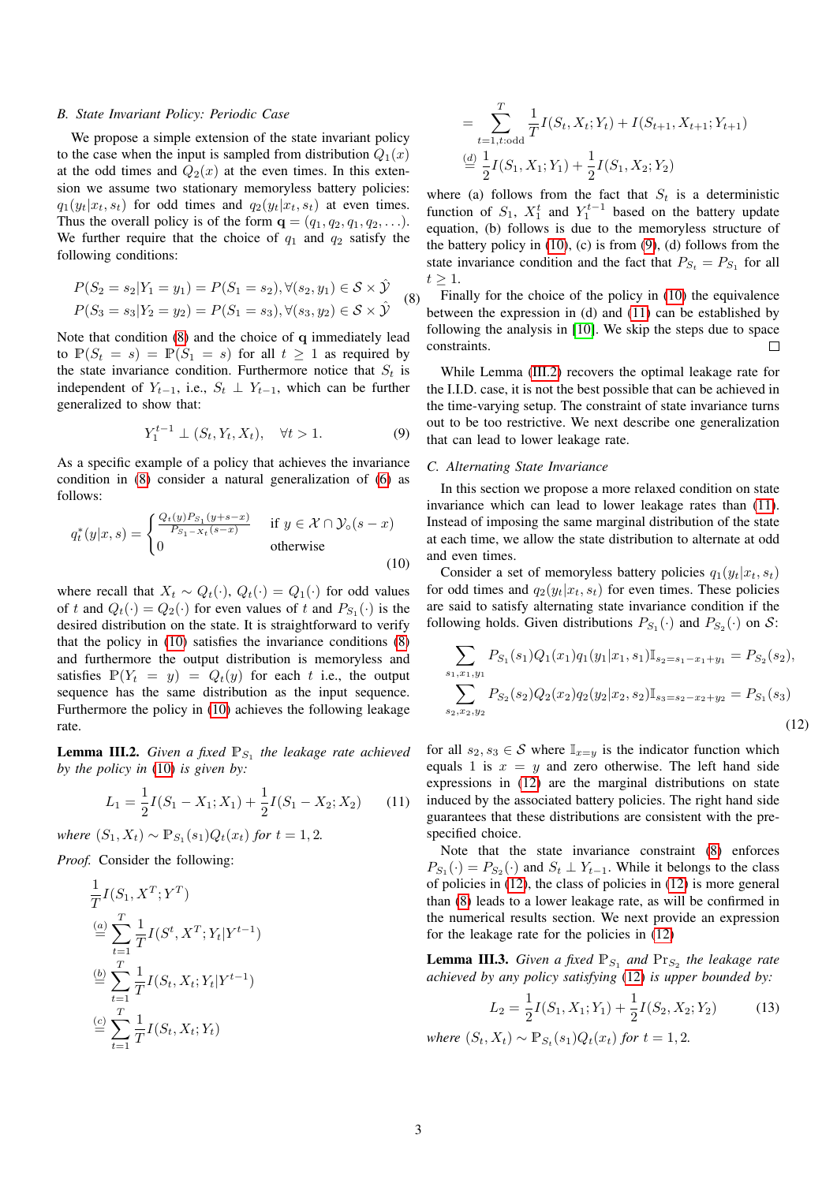### B. State Invariant Policy: Periodic Case

We propose a simple extension of the state invariant policy to the case when the input is sampled from distribution $Q_1(x)$ at the odd times and $Q_2(x)$ at the even times. In this extension we assume two stationary memoryless battery policies: $q_1(y_t|x_t, s_t)$ for odd times and $q_2(y_t|x_t, s_t)$ at even times. Thus the overall policy is of the form $\mathbf{q} = (q_1, q_2, q_1, q_2, \ldots)$. We further require that the choice of $q_1$ and $q_2$ satisfy the following conditions:

$$
\begin{aligned}
P(S_2 = s_2 | Y_1 = y_1) &= P(S_1 = s_2), \forall (s_2, y_1) \in \mathcal{S} \times \hat{\mathcal{Y}} \\
P(S_3 = s_3 | Y_2 = y_2) &= P(S_1 = s_3), \forall (s_3, y_2) \in \mathcal{S} \times \hat{\mathcal{Y}}
\end{aligned} \tag{8}
$$

Note that condition (8) and the choice of $\mathbf{q}$ immediately lead to $\mathbb{P}(S_t = s) = \mathbb{P}(S_1 = s)$ for all $t \geq 1$ as required by the state invariance condition. Furthermore notice that $S_t$ is independent of $Y_{t-1}$, i.e., $S_t \perp Y_{t-1}$, which can be further generalized to show that:

$$
Y_1^{t-1} \perp (S_t, Y_t, X_t), \quad \forall t > 1. \tag{9}
$$

As a specific example of a policy that achieves the invariance condition in (8) consider a natural generalization of (6) as follows:

$$
q_t^*(y|x, s) = \begin{cases} \frac{Q_t(y) P_{S_1}(y+s-x)}{P_{S_1 - X_t}(s-x)} & \text{if } y \in \mathcal{X} \cap \mathcal{Y}_\circ(s-x) \\ 0 & \text{otherwise} \end{cases} \tag{10}
$$

where recall that $X_t \sim Q_t(\cdot)$, $Q_t(\cdot) = Q_1(\cdot)$ for odd values of $t$ and $Q_t(\cdot) = Q_2(\cdot)$ for even values of $t$ and $P_{S_1}(\cdot)$ is the desired distribution on the state. It is straightforward to verify that the policy in (10) satisfies the invariance conditions (8) and furthermore the output distribution is memoryless and satisfies $\mathbb{P}(Y_t = y) = Q_t(y)$ for each $t$ i.e., the output sequence has the same distribution as the input sequence. Furthermore the policy in (10) achieves the following leakage rate.

**Lemma III.2.** *Given a fixed $\mathbb{P}_{S_1}$ the leakage rate achieved by the policy in (10) is given by:*

$$
L_1 = \frac{1}{2} I(S_1 - X_1; X_1) + \frac{1}{2} I(S_1 - X_2; X_2) \tag{11}
$$

*where $(S_1, X_t) \sim \mathbb{P}_{S_1}(s_1) Q_t(x_t)$ for $t = 1, 2$.*

*Proof.* Consider the following:

$$
\begin{aligned}
&\frac{1}{T} I(S_1, X^T; Y^T) \\
&\overset{(a)}{=} \sum_{t=1}^{T} \frac{1}{T} I(S^t, X^T; Y_t | Y^{t-1}) \\
&\overset{(b)}{=} \sum_{t=1}^{T} \frac{1}{T} I(S_t, X_t; Y_t | Y^{t-1}) \\
&\overset{(c)}{=} \sum_{t=1}^{T} \frac{1}{T} I(S_t, X_t; Y_t) \\
&= \sum_{t=1, t:\text{odd}}^{T} \frac{1}{T} I(S_t, X_t; Y_t) + I(S_{t+1}, X_{t+1}; Y_{t+1}) \\
&\overset{(d)}{=} \frac{1}{2} I(S_1, X_1; Y_1) + \frac{1}{2} I(S_1, X_2; Y_2)
\end{aligned}
$$

where (a) follows from the fact that $S_t$ is a deterministic function of $S_1$, $X_1^t$ and $Y_1^{t-1}$ based on the battery update equation, (b) follows is due to the memoryless structure of the battery policy in (10), (c) is from (9), (d) follows from the state invariance condition and the fact that $P_{S_t} = P_{S_1}$ for all $t \geq 1$.

Finally for the choice of the policy in (10) the equivalence between the expression in (d) and (11) can be established by following the analysis in [10]. We skip the steps due to space constraints. □

While Lemma (III.2) recovers the optimal leakage rate for the I.I.D. case, it is not the best possible that can be achieved in the time-varying setup. The constraint of state invariance turns out to be too restrictive. We next describe one generalization that can lead to lower leakage rate.

### C. Alternating State Invariance

In this section we propose a more relaxed condition on state invariance which can lead to lower leakage rates than (11). Instead of imposing the same marginal distribution of the state at each time, we allow the state distribution to alternate at odd and even times.

Consider a set of memoryless battery policies $q_1(y_t|x_t, s_t)$ for odd times and $q_2(y_t|x_t, s_t)$ for even times. These policies are said to satisfy alternating state invariance condition if the following holds. Given distributions $P_{S_1}(\cdot)$ and $P_{S_2}(\cdot)$ on $\mathcal{S}$:

$$
\begin{aligned}
\sum_{s_1, x_1, y_1} P_{S_1}(s_1) Q_1(x_1) q_1(y_1|x_1, s_1) \mathbb{I}_{s_2 = s_1 - x_1 + y_1} &= P_{S_2}(s_2), \\
\sum_{s_2, x_2, y_2} P_{S_2}(s_2) Q_2(x_2) q_2(y_2|x_2, s_2) \mathbb{I}_{s_3 = s_2 - x_2 + y_2} &= P_{S_1}(s_3)
\end{aligned} \tag{12}
$$

for all $s_2, s_3 \in \mathcal{S}$ where $\mathbb{I}_{x=y}$ is the indicator function which equals 1 is $x = y$ and zero otherwise. The left hand side expressions in (12) are the marginal distributions on state induced by the associated battery policies. The right hand side guarantees that these distributions are consistent with the pre-specified choice.

Note that the state invariance constraint (8) enforces $P_{S_1}(\cdot) = P_{S_2}(\cdot)$ and $S_t \perp Y_{t-1}$. While it belongs to the class of policies in (12), the class of policies in (12) is more general than (8) leads to a lower leakage rate, as will be confirmed in the numerical results section. We next provide an expression for the leakage rate for the policies in (12)

**Lemma III.3.** *Given a fixed $\mathbb{P}_{S_1}$ and $\Pr_{S_2}$ the leakage rate achieved by any policy satisfying (12) is upper bounded by:*

$$
L_2 = \frac{1}{2} I(S_1, X_1; Y_1) + \frac{1}{2} I(S_2, X_2; Y_2) \tag{13}
$$

*where $(S_t, X_t) \sim \mathbb{P}_{S_t}(s_1) Q_t(x_t)$ for $t = 1, 2$.*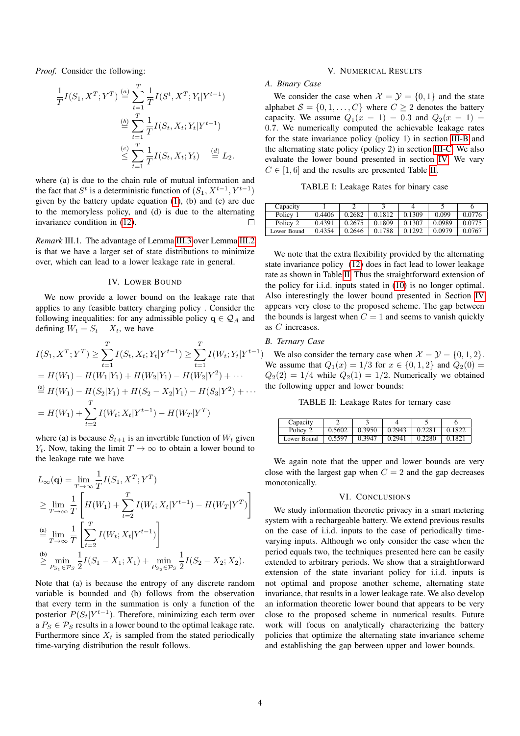*Proof.* Consider the following:

$$
\begin{aligned}
\frac{1}{T} I(S_1, X^T; Y^T) &\overset{(a)}{=} \sum_{t=1}^{T} \frac{1}{T} I(S^t, X^T; Y_t | Y^{t-1}) \\
&\overset{(b)}{=} \sum_{t=1}^{T} \frac{1}{T} I(S_t, X_t; Y_t | Y^{t-1}) \\
&\overset{(c)}{\leq} \sum_{t=1}^{T} \frac{1}{T} I(S_t, X_t; Y_t) \quad \overset{(d)}{=} L_2.
\end{aligned}
$$

where (a) is due to the chain rule of mutual information and the fact that $S^t$ is a deterministic function of $(S_1, X^{t-1}, Y^{t-1})$ given by the battery update equation (1), (b) and (c) are due to the memoryless policy, and (d) is due to the alternating invariance condition in (12). □

*Remark* III.1. The advantage of Lemma III.3 over Lemma III.2 is that we have a larger set of state distributions to minimize over, which can lead to a lower leakage rate in general.

## IV. Lower Bound

We now provide a lower bound on the leakage rate that applies to any feasible battery charging policy . Consider the following inequalities: for any admissible policy $\mathbf{q} \in \mathcal{Q}_A$ and defining $W_t = S_t - X_t$, we have

$$
\begin{aligned}
I(S_1, X^T; Y^T) &\geq \sum_{t=1}^{T} I(S_t, X_t; Y_t | Y^{t-1}) \geq \sum_{t=1}^{T} I(W_t; Y_t | Y^{t-1}) \\
&= H(W_1) - H(W_1 | Y_1) + H(W_2 | Y_1) - H(W_2 | Y^2) + \cdots \\
&\overset{(a)}{=} H(W_1) - H(S_2 | Y_1) + H(S_2 - X_2 | Y_1) - H(S_3 | Y^2) + \cdots \\
&= H(W_1) + \sum_{t=2}^{T} I(W_t; X_t | Y^{t-1}) - H(W_T | Y^T)
\end{aligned}
$$

where (a) is because $S_{t+1}$ is an invertible function of $W_t$ given $Y_t$. Now, taking the limit $T \to \infty$ to obtain a lower bound to the leakage rate we have

$$
\begin{aligned}
L_\infty(\mathbf{q}) &= \lim_{T \to \infty} \frac{1}{T} I(S_1, X^T; Y^T) \\
&\geq \lim_{T \to \infty} \frac{1}{T} \left[ H(W_1) + \sum_{t=2}^{T} I(W_t; X_t | Y^{t-1}) - H(W_T | Y^T) \right] \\
&\overset{(a)}{=} \lim_{T \to \infty} \frac{1}{T} \left[ \sum_{t=2}^{T} I(W_t; X_t | Y^{t-1}) \right] \\
&\overset{(b)}{\geq} \min_{P_{S_1} \in \mathcal{P}_S} \frac{1}{2} I(S_1 - X_1; X_1) + \min_{P_{S_2} \in \mathcal{P}_S} \frac{1}{2} I(S_2 - X_2; X_2).
\end{aligned}
$$

Note that (a) is because the entropy of any discrete random variable is bounded and (b) follows from the observation that every term in the summation is only a function of the posterior $P(S_t | Y^{t-1})$. Therefore, minimizing each term over a $P_S \in \mathcal{P}_S$ results in a lower bound to the optimal leakage rate. Furthermore since $X_t$ is sampled from the stated periodically time-varying distribution the result follows.

## V. Numerical Results

### A. Binary Case

We consider the case when $\mathcal{X} = \mathcal{Y} = \{0, 1\}$ and the state alphabet $\mathcal{S} = \{0, 1, \ldots, C\}$ where $C \geq 2$ denotes the battery capacity. We assume $Q_1(x = 1) = 0.3$ and $Q_2(x = 1) = 0.7$. We numerically computed the achievable leakage rates for the state invariance policy (policy 1) in section III-B and the alternating state policy (policy 2) in section III-C. We also evaluate the lower bound presented in section IV. We vary $C \in [1, 6]$ and the results are presented Table II.

TABLE I: Leakage Rates for binary case

| Capacity | 1 | 2 | 3 | 4 | 5 | 6 |
|---|---|---|---|---|---|---|
| Policy 1 | 0.4406 | 0.2682 | 0.1812 | 0.1309 | 0.099 | 0.0776 |
| Policy 2 | 0.4391 | 0.2675 | 0.1809 | 0.1307 | 0.0989 | 0.0775 |
| Lower Bound | 0.4354 | 0.2646 | 0.1788 | 0.1292 | 0.0979 | 0.0767 |

We note that the extra flexibility provided by the alternating state invariance policy (12) does in fact lead to lower leakage rate as shown in Table II. Thus the straightforward extension of the policy for i.i.d. inputs stated in (10) is no longer optimal. Also interestingly the lower bound presented in Section IV appears very close to the proposed scheme. The gap between the bounds is largest when $C = 1$ and seems to vanish quickly as $C$ increases.

### B. Ternary Case

We also consider the ternary case when $\mathcal{X} = \mathcal{Y} = \{0, 1, 2\}$. We assume that $Q_1(x) = 1/3$ for $x \in \{0, 1, 2\}$ and $Q_2(0) = Q_2(2) = 1/4$ while $Q_2(1) = 1/2$. Numerically we obtained the following upper and lower bounds:

TABLE II: Leakage Rates for ternary case

| Capacity | 2 | 3 | 4 | 5 | 6 |
|---|---|---|---|---|---|
| Policy 2 | 0.5602 | 0.3950 | 0.2943 | 0.2281 | 0.1822 |
| Lower Bound | 0.5597 | 0.3947 | 0.2941 | 0.2280 | 0.1821 |

We again note that the upper and lower bounds are very close with the largest gap when $C = 2$ and the gap decreases monotonically.

## VI. Conclusions

We study information theoretic privacy in a smart metering system with a rechargeable battery. We extend previous results on the case of i.i.d. inputs to the case of periodically time-varying inputs. Although we only consider the case when the period equals two, the techniques presented here can be easily extended to arbitrary periods. We show that a straightforward extension of the state invariant policy for i.i.d. inputs is not optimal and propose another scheme, alternating state invariance, that results in a lower leakage rate. We also develop an information theoretic lower bound that appears to be very close to the proposed scheme in numerical results. Future work will focus on analytically characterizing the battery policies that optimize the alternating state invariance scheme and establishing the gap between upper and lower bounds.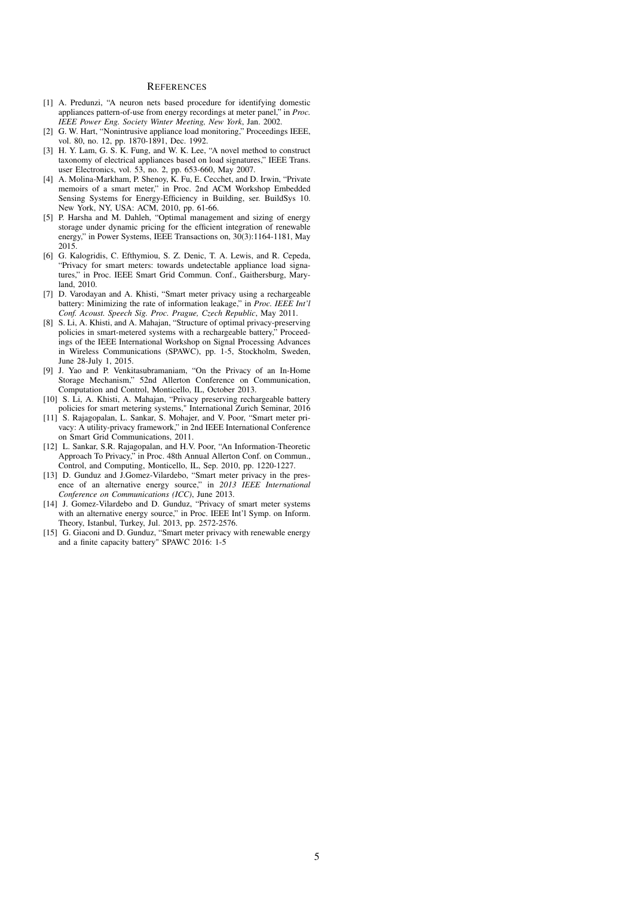# References

[1] A. Predunzi, "A neuron nets based procedure for identifying domestic appliances pattern-of-use from energy recordings at meter panel," in *Proc. IEEE Power Eng. Society Winter Meeting, New York*, Jan. 2002.

[2] G. W. Hart, "Nonintrusive appliance load monitoring," Proceedings IEEE, vol. 80, no. 12, pp. 1870-1891, Dec. 1992.

[3] H. Y. Lam, G. S. K. Fung, and W. K. Lee, "A novel method to construct taxonomy of electrical appliances based on load signatures," IEEE Trans. user Electronics, vol. 53, no. 2, pp. 653-660, May 2007.

[4] A. Molina-Markham, P. Shenoy, K. Fu, E. Cecchet, and D. Irwin, "Private memoirs of a smart meter," in Proc. 2nd ACM Workshop Embedded Sensing Systems for Energy-Efficiency in Building, ser. BuildSys 10. New York, NY, USA: ACM, 2010, pp. 61-66.

[5] P. Harsha and M. Dahleh, "Optimal management and sizing of energy storage under dynamic pricing for the efficient integration of renewable energy," in Power Systems, IEEE Transactions on, 30(3):1164-1181, May 2015.

[6] G. Kalogridis, C. Efthymiou, S. Z. Denic, T. A. Lewis, and R. Cepeda, "Privacy for smart meters: towards undetectable appliance load signatures," in Proc. IEEE Smart Grid Commun. Conf., Gaithersburg, Maryland, 2010.

[7] D. Varodayan and A. Khisti, "Smart meter privacy using a rechargeable battery: Minimizing the rate of information leakage," in *Proc. IEEE Int'l Conf. Acoust. Speech Sig. Proc. Prague, Czech Republic*, May 2011.

[8] S. Li, A. Khisti, and A. Mahajan, "Structure of optimal privacy-preserving policies in smart-metered systems with a rechargeable battery," Proceedings of the IEEE International Workshop on Signal Processing Advances in Wireless Communications (SPAWC), pp. 1-5, Stockholm, Sweden, June 28-July 1, 2015.

[9] J. Yao and P. Venkitasubramaniam, "On the Privacy of an In-Home Storage Mechanism," 52nd Allerton Conference on Communication, Computation and Control, Monticello, IL, October 2013.

[10] S. Li, A. Khisti, A. Mahajan, "Privacy preserving rechargeable battery policies for smart metering systems," International Zurich Seminar, 2016

[11] S. Rajagopalan, L. Sankar, S. Mohajer, and V. Poor, "Smart meter privacy: A utility-privacy framework," in 2nd IEEE International Conference on Smart Grid Communications, 2011.

[12] L. Sankar, S.R. Rajagopalan, and H.V. Poor, "An Information-Theoretic Approach To Privacy," in Proc. 48th Annual Allerton Conf. on Commun., Control, and Computing, Monticello, IL, Sep. 2010, pp. 1220-1227.

[13] D. Gunduz and J.Gomez-Vilardebo, "Smart meter privacy in the presence of an alternative energy source," in *2013 IEEE International Conference on Communications (ICC)*, June 2013.

[14] J. Gomez-Vilardebo and D. Gunduz, "Privacy of smart meter systems with an alternative energy source," in Proc. IEEE Int'l Symp. on Inform. Theory, Istanbul, Turkey, Jul. 2013, pp. 2572-2576.

[15] G. Giaconi and D. Gunduz, "Smart meter privacy with renewable energy and a finite capacity battery" SPAWC 2016: 1-5